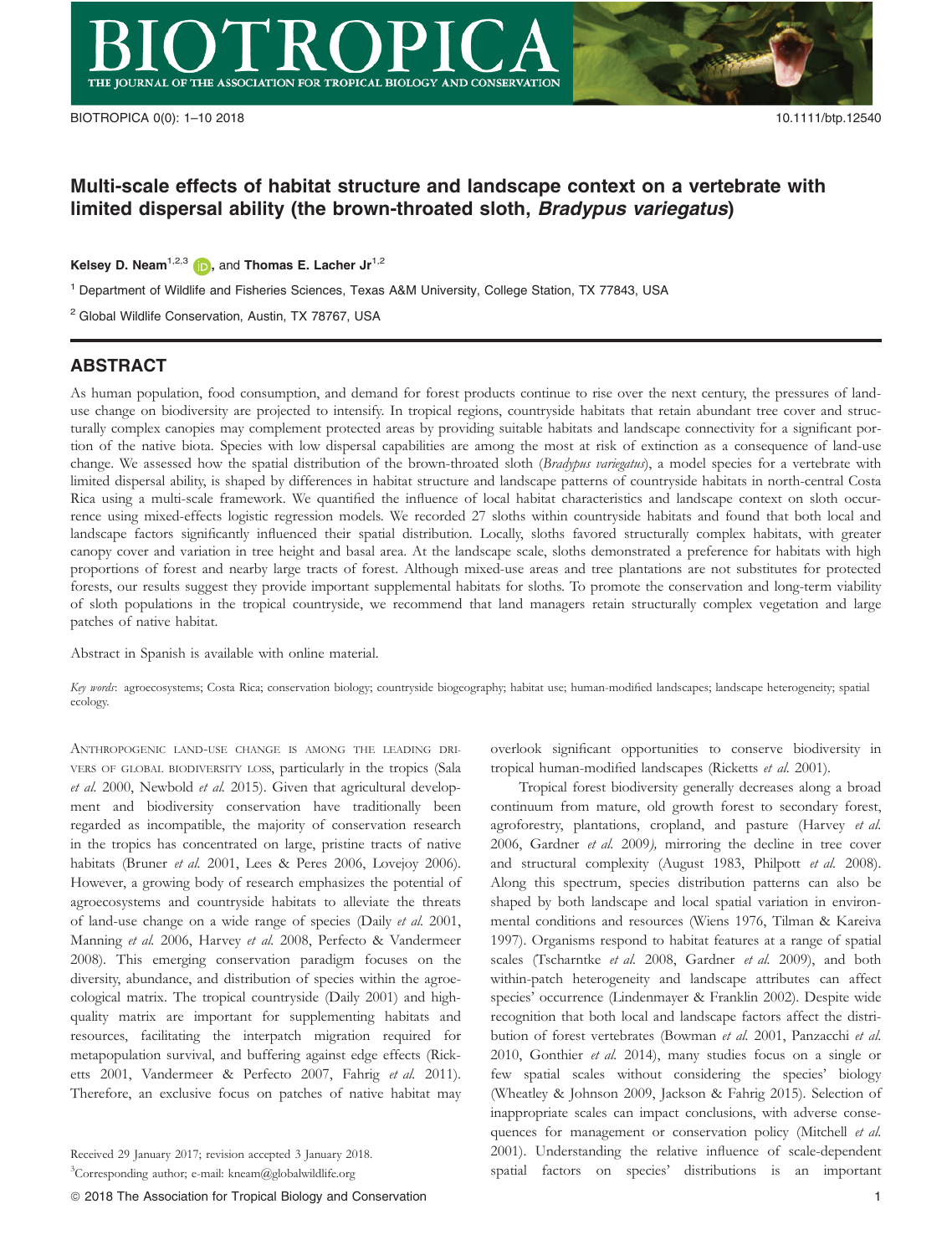# Multi-scale effects of habitat structure and landscape context on a vertebrate with limited dispersal ability (the brown-throated sloth, *Bradypus variegatus*)

**Kelsey D. Neam**[1,2,3], and **Thomas E. Lacher Jr**[1,2]

[1] Department of Wildlife and Fisheries Sciences, Texas A&M University, College Station, TX 77843, USA

[2] Global Wildlife Conservation, Austin, TX 78767, USA

## ABSTRACT

As human population, food consumption, and demand for forest products continue to rise over the next century, the pressures of land-use change on biodiversity are projected to intensify. In tropical regions, countryside habitats that retain abundant tree cover and structurally complex canopies may complement protected areas by providing suitable habitats and landscape connectivity for a significant portion of the native biota. Species with low dispersal capabilities are among the most at risk of extinction as a consequence of land-use change. We assessed how the spatial distribution of the brown-throated sloth (*Bradypus variegatus*), a model species for a vertebrate with limited dispersal ability, is shaped by differences in habitat structure and landscape patterns of countryside habitats in north-central Costa Rica using a multi-scale framework. We quantified the influence of local habitat characteristics and landscape context on sloth occurrence using mixed-effects logistic regression models. We recorded 27 sloths within countryside habitats and found that both local and landscape factors significantly influenced their spatial distribution. Locally, sloths favored structurally complex habitats, with greater canopy cover and variation in tree height and basal area. At the landscape scale, sloths demonstrated a preference for habitats with high proportions of forest and nearby large tracts of forest. Although mixed-use areas and tree plantations are not substitutes for protected forests, our results suggest they provide important supplemental habitats for sloths. To promote the conservation and long-term viability of sloth populations in the tropical countryside, we recommend that land managers retain structurally complex vegetation and large patches of native habitat.

Abstract in Spanish is available with online material.

*Key words*: agroecosystems; Costa Rica; conservation biology; countryside biogeography; habitat use; human-modified landscapes; landscape heterogeneity; spatial ecology.

ANTHROPOGENIC LAND-USE CHANGE IS AMONG THE LEADING DRIVERS OF GLOBAL BIODIVERSITY LOSS, particularly in the tropics (Sala *et al.* 2000, Newbold *et al.* 2015). Given that agricultural development and biodiversity conservation have traditionally been regarded as incompatible, the majority of conservation research in the tropics has concentrated on large, pristine tracts of native habitats (Bruner *et al.* 2001, Lees & Peres 2006, Lovejoy 2006). However, a growing body of research emphasizes the potential of agroecosystems and countryside habitats to alleviate the threats of land-use change on a wide range of species (Daily *et al.* 2001, Manning *et al.* 2006, Harvey *et al.* 2008, Perfecto & Vandermeer 2008). This emerging conservation paradigm focuses on the diversity, abundance, and distribution of species within the agroecological matrix. The tropical countryside (Daily 2001) and high-quality matrix are important for supplementing habitats and resources, facilitating the interpatch migration required for metapopulation survival, and buffering against edge effects (Ricketts 2001, Vandermeer & Perfecto 2007, Fahrig *et al.* 2011). Therefore, an exclusive focus on patches of native habitat may overlook significant opportunities to conserve biodiversity in tropical human-modified landscapes (Ricketts *et al.* 2001).

Tropical forest biodiversity generally decreases along a broad continuum from mature, old growth forest to secondary forest, agroforestry, plantations, cropland, and pasture (Harvey *et al.* 2006, Gardner *et al.* 2009), mirroring the decline in tree cover and structural complexity (August 1983, Philpott *et al.* 2008). Along this spectrum, species distribution patterns can also be shaped by both landscape and local spatial variation in environmental conditions and resources (Wiens 1976, Tilman & Kareiva 1997). Organisms respond to habitat features at a range of spatial scales (Tscharntke *et al.* 2008, Gardner *et al.* 2009), and both within-patch heterogeneity and landscape attributes can affect species' occurrence (Lindenmayer & Franklin 2002). Despite wide recognition that both local and landscape factors affect the distribution of forest vertebrates (Bowman *et al.* 2001, Panzacchi *et al.* 2010, Gonthier *et al.* 2014), many studies focus on a single or few spatial scales without considering the species' biology (Wheatley & Johnson 2009, Jackson & Fahrig 2015). Selection of inappropriate scales can impact conclusions, with adverse consequences for management or conservation policy (Mitchell *et al.* 2001). Understanding the relative influence of scale-dependent spatial factors on species' distributions is an important

Received 29 January 2017; revision accepted 3 January 2018.

[3]Corresponding author; e-mail: kneam@globalwildlife.org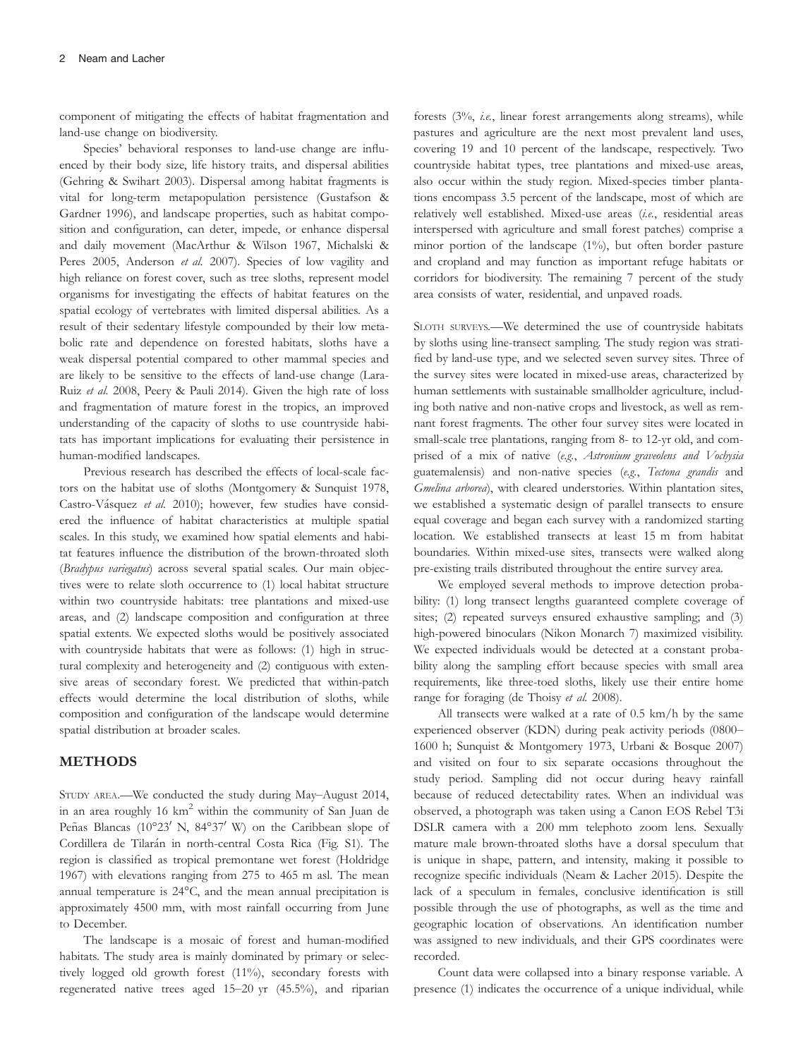component of mitigating the effects of habitat fragmentation and land-use change on biodiversity.

Species' behavioral responses to land-use change are influenced by their body size, life history traits, and dispersal abilities (Gehring & Swihart 2003). Dispersal among habitat fragments is vital for long-term metapopulation persistence (Gustafson & Gardner 1996), and landscape properties, such as habitat composition and configuration, can deter, impede, or enhance dispersal and daily movement (MacArthur & Wilson 1967, Michalski & Peres 2005, Anderson *et al.* 2007). Species of low vagility and high reliance on forest cover, such as tree sloths, represent model organisms for investigating the effects of habitat features on the spatial ecology of vertebrates with limited dispersal abilities. As a result of their sedentary lifestyle compounded by their low metabolic rate and dependence on forested habitats, sloths have a weak dispersal potential compared to other mammal species and are likely to be sensitive to the effects of land-use change (Lara-Ruiz *et al.* 2008, Peery & Pauli 2014). Given the high rate of loss and fragmentation of mature forest in the tropics, an improved understanding of the capacity of sloths to use countryside habitats has important implications for evaluating their persistence in human-modified landscapes.

Previous research has described the effects of local-scale factors on the habitat use of sloths (Montgomery & Sunquist 1978, Castro-Vásquez *et al.* 2010); however, few studies have considered the influence of habitat characteristics at multiple spatial scales. In this study, we examined how spatial elements and habitat features influence the distribution of the brown-throated sloth (*Bradypus variegatus*) across several spatial scales. Our main objectives were to relate sloth occurrence to (1) local habitat structure within two countryside habitats: tree plantations and mixed-use areas, and (2) landscape composition and configuration at three spatial extents. We expected sloths would be positively associated with countryside habitats that were as follows: (1) high in structural complexity and heterogeneity and (2) contiguous with extensive areas of secondary forest. We predicted that within-patch effects would determine the local distribution of sloths, while composition and configuration of the landscape would determine spatial distribution at broader scales.

## METHODS

Study area.—We conducted the study during May–August 2014, in an area roughly 16 km$^2$ within the community of San Juan de Peñas Blancas (10°23′ N, 84°37′ W) on the Caribbean slope of Cordillera de Tilarán in north-central Costa Rica (Fig. S1). The region is classified as tropical premontane wet forest (Holdridge 1967) with elevations ranging from 275 to 465 m asl. The mean annual temperature is 24°C, and the mean annual precipitation is approximately 4500 mm, with most rainfall occurring from June to December.

The landscape is a mosaic of forest and human-modified habitats. The study area is mainly dominated by primary or selectively logged old growth forest (11%), secondary forests with regenerated native trees aged 15–20 yr (45.5%), and riparian forests (3%, *i.e.*, linear forest arrangements along streams), while pastures and agriculture are the next most prevalent land uses, covering 19 and 10 percent of the landscape, respectively. Two countryside habitat types, tree plantations and mixed-use areas, also occur within the study region. Mixed-species timber plantations encompass 3.5 percent of the landscape, most of which are relatively well established. Mixed-use areas (*i.e.*, residential areas interspersed with agriculture and small forest patches) comprise a minor portion of the landscape (1%), but often border pasture and cropland and may function as important refuge habitats or corridors for biodiversity. The remaining 7 percent of the study area consists of water, residential, and unpaved roads.

Sloth surveys.—We determined the use of countryside habitats by sloths using line-transect sampling. The study region was stratified by land-use type, and we selected seven survey sites. Three of the survey sites were located in mixed-use areas, characterized by human settlements with sustainable smallholder agriculture, including both native and non-native crops and livestock, as well as remnant forest fragments. The other four survey sites were located in small-scale tree plantations, ranging from 8- to 12-yr old, and comprised of a mix of native (*e.g.*, *Astronium graveolens and Vochysia* guatemalensis) and non-native species (*e.g.*, *Tectona grandis* and *Gmelina arborea*), with cleared understories. Within plantation sites, we established a systematic design of parallel transects to ensure equal coverage and began each survey with a randomized starting location. We established transects at least 15 m from habitat boundaries. Within mixed-use sites, transects were walked along pre-existing trails distributed throughout the entire survey area.

We employed several methods to improve detection probability: (1) long transect lengths guaranteed complete coverage of sites; (2) repeated surveys ensured exhaustive sampling; and (3) high-powered binoculars (Nikon Monarch 7) maximized visibility. We expected individuals would be detected at a constant probability along the sampling effort because species with small area requirements, like three-toed sloths, likely use their entire home range for foraging (de Thoisy *et al.* 2008).

All transects were walked at a rate of 0.5 km/h by the same experienced observer (KDN) during peak activity periods (0800–1600 h; Sunquist & Montgomery 1973, Urbani & Bosque 2007) and visited on four to six separate occasions throughout the study period. Sampling did not occur during heavy rainfall because of reduced detectability rates. When an individual was observed, a photograph was taken using a Canon EOS Rebel T3i DSLR camera with a 200 mm telephoto zoom lens. Sexually mature male brown-throated sloths have a dorsal speculum that is unique in shape, pattern, and intensity, making it possible to recognize specific individuals (Neam & Lacher 2015). Despite the lack of a speculum in females, conclusive identification is still possible through the use of photographs, as well as the time and geographic location of observations. An identification number was assigned to new individuals, and their GPS coordinates were recorded.

Count data were collapsed into a binary response variable. A presence (1) indicates the occurrence of a unique individual, while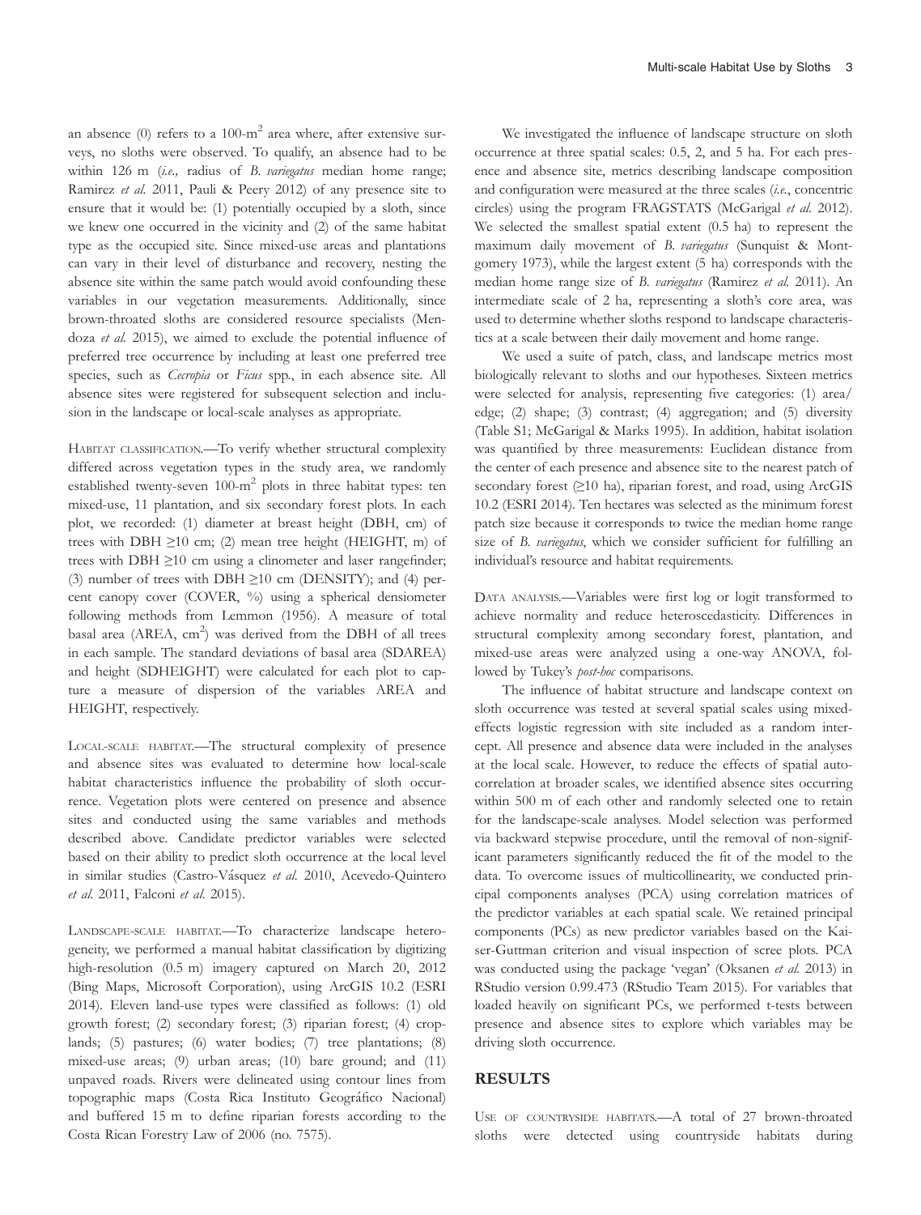an absence (0) refers to a 100-$m^2$ area where, after extensive surveys, no sloths were observed. To qualify, an absence had to be within 126 m (*i.e.,* radius of *B. variegatus* median home range; Ramirez *et al.* 2011, Pauli & Peery 2012) of any presence site to ensure that it would be: (1) potentially occupied by a sloth, since we knew one occurred in the vicinity and (2) of the same habitat type as the occupied site. Since mixed-use areas and plantations can vary in their level of disturbance and recovery, nesting the absence site within the same patch would avoid confounding these variables in our vegetation measurements. Additionally, since brown-throated sloths are considered resource specialists (Mendoza *et al.* 2015), we aimed to exclude the potential influence of preferred tree occurrence by including at least one preferred tree species, such as *Cecropia* or *Ficus* spp., in each absence site. All absence sites were registered for subsequent selection and inclusion in the landscape or local-scale analyses as appropriate.

HABITAT CLASSIFICATION.—To verify whether structural complexity differed across vegetation types in the study area, we randomly established twenty-seven 100-$m^2$ plots in three habitat types: ten mixed-use, 11 plantation, and six secondary forest plots. In each plot, we recorded: (1) diameter at breast height (DBH, cm) of trees with DBH ≥10 cm; (2) mean tree height (HEIGHT, m) of trees with DBH ≥10 cm using a clinometer and laser rangefinder; (3) number of trees with DBH ≥10 cm (DENSITY); and (4) percent canopy cover (COVER, %) using a spherical densiometer following methods from Lemmon (1956). A measure of total basal area (AREA, $cm^2$) was derived from the DBH of all trees in each sample. The standard deviations of basal area (SDAREA) and height (SDHEIGHT) were calculated for each plot to capture a measure of dispersion of the variables AREA and HEIGHT, respectively.

LOCAL-SCALE HABITAT.—The structural complexity of presence and absence sites was evaluated to determine how local-scale habitat characteristics influence the probability of sloth occurrence. Vegetation plots were centered on presence and absence sites and conducted using the same variables and methods described above. Candidate predictor variables were selected based on their ability to predict sloth occurrence at the local level in similar studies (Castro-Vásquez *et al.* 2010, Acevedo-Quintero *et al.* 2011, Falconi *et al.* 2015).

LANDSCAPE-SCALE HABITAT.—To characterize landscape heterogeneity, we performed a manual habitat classification by digitizing high-resolution (0.5 m) imagery captured on March 20, 2012 (Bing Maps, Microsoft Corporation), using ArcGIS 10.2 (ESRI 2014). Eleven land-use types were classified as follows: (1) old growth forest; (2) secondary forest; (3) riparian forest; (4) croplands; (5) pastures; (6) water bodies; (7) tree plantations; (8) mixed-use areas; (9) urban areas; (10) bare ground; and (11) unpaved roads. Rivers were delineated using contour lines from topographic maps (Costa Rica Instituto Geográfico Nacional) and buffered 15 m to define riparian forests according to the Costa Rican Forestry Law of 2006 (no. 7575).

We investigated the influence of landscape structure on sloth occurrence at three spatial scales: 0.5, 2, and 5 ha. For each presence and absence site, metrics describing landscape composition and configuration were measured at the three scales (*i.e.*, concentric circles) using the program FRAGSTATS (McGarigal *et al.* 2012). We selected the smallest spatial extent (0.5 ha) to represent the maximum daily movement of *B. variegatus* (Sunquist & Montgomery 1973), while the largest extent (5 ha) corresponds with the median home range size of *B. variegatus* (Ramirez *et al.* 2011). An intermediate scale of 2 ha, representing a sloth's core area, was used to determine whether sloths respond to landscape characteristics at a scale between their daily movement and home range.

We used a suite of patch, class, and landscape metrics most biologically relevant to sloths and our hypotheses. Sixteen metrics were selected for analysis, representing five categories: (1) area/edge; (2) shape; (3) contrast; (4) aggregation; and (5) diversity (Table S1; McGarigal & Marks 1995). In addition, habitat isolation was quantified by three measurements: Euclidean distance from the center of each presence and absence site to the nearest patch of secondary forest (≥10 ha), riparian forest, and road, using ArcGIS 10.2 (ESRI 2014). Ten hectares was selected as the minimum forest patch size because it corresponds to twice the median home range size of *B. variegatus*, which we consider sufficient for fulfilling an individual's resource and habitat requirements.

DATA ANALYSIS.—Variables were first log or logit transformed to achieve normality and reduce heteroscedasticity. Differences in structural complexity among secondary forest, plantation, and mixed-use areas were analyzed using a one-way ANOVA, followed by Tukey's *post-hoc* comparisons.

The influence of habitat structure and landscape context on sloth occurrence was tested at several spatial scales using mixed-effects logistic regression with site included as a random intercept. All presence and absence data were included in the analyses at the local scale. However, to reduce the effects of spatial autocorrelation at broader scales, we identified absence sites occurring within 500 m of each other and randomly selected one to retain for the landscape-scale analyses. Model selection was performed via backward stepwise procedure, until the removal of non-significant parameters significantly reduced the fit of the model to the data. To overcome issues of multicollinearity, we conducted principal components analyses (PCA) using correlation matrices of the predictor variables at each spatial scale. We retained principal components (PCs) as new predictor variables based on the Kaiser-Guttman criterion and visual inspection of scree plots. PCA was conducted using the package 'vegan' (Oksanen *et al.* 2013) in RStudio version 0.99.473 (RStudio Team 2015). For variables that loaded heavily on significant PCs, we performed t-tests between presence and absence sites to explore which variables may be driving sloth occurrence.

## RESULTS

USE OF COUNTRYSIDE HABITATS.—A total of 27 brown-throated sloths were detected using countryside habitats during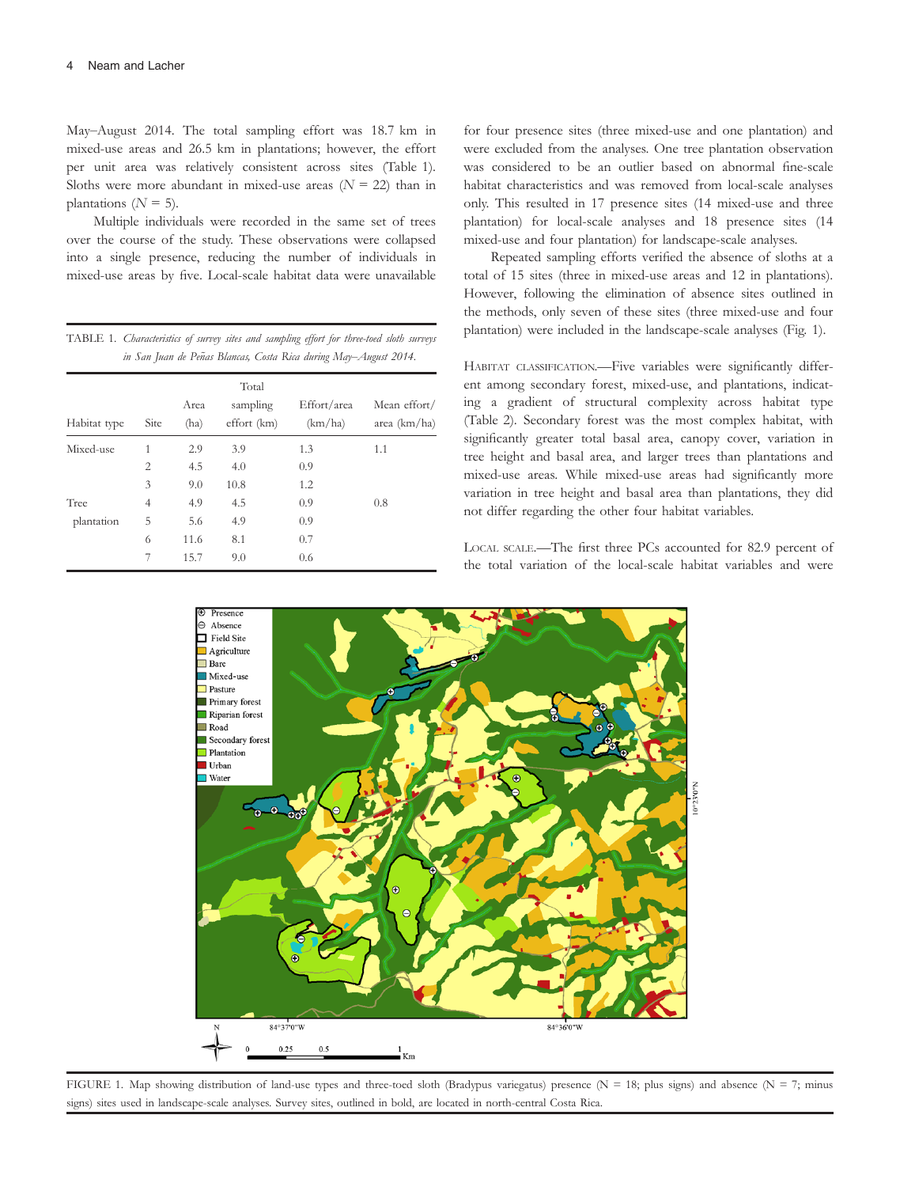May–August 2014. The total sampling effort was 18.7 km in mixed-use areas and 26.5 km in plantations; however, the effort per unit area was relatively consistent across sites (Table 1). Sloths were more abundant in mixed-use areas ($N = 22$) than in plantations ($N = 5$).

Multiple individuals were recorded in the same set of trees over the course of the study. These observations were collapsed into a single presence, reducing the number of individuals in mixed-use areas by five. Local-scale habitat data were unavailable for four presence sites (three mixed-use and one plantation) and were excluded from the analyses. One tree plantation observation was considered to be an outlier based on abnormal fine-scale habitat characteristics and was removed from local-scale analyses only. This resulted in 17 presence sites (14 mixed-use and three plantation) for local-scale analyses and 18 presence sites (14 mixed-use and four plantation) for landscape-scale analyses.

Repeated sampling efforts verified the absence of sloths at a total of 15 sites (three in mixed-use areas and 12 in plantations). However, following the elimination of absence sites outlined in the methods, only seven of these sites (three mixed-use and four plantation) were included in the landscape-scale analyses (Fig. 1).

TABLE 1. *Characteristics of survey sites and sampling effort for three-toed sloth surveys in San Juan de Peñas Blancas, Costa Rica during May–August 2014.*

| Habitat type | Site | Area (ha) | Total sampling effort (km) | Effort/area (km/ha) | Mean effort/area (km/ha) |
|---|---|---|---|---|---|
| Mixed-use | 1 | 2.9 | 3.9 | 1.3 | 1.1 |
| | 2 | 4.5 | 4.0 | 0.9 | |
| | 3 | 9.0 | 10.8 | 1.2 | |
| Tree plantation | 4 | 4.9 | 4.5 | 0.9 | 0.8 |
| | 5 | 5.6 | 4.9 | 0.9 | |
| | 6 | 11.6 | 8.1 | 0.7 | |
| | 7 | 15.7 | 9.0 | 0.6 | |

HABITAT CLASSIFICATION.—Five variables were significantly different among secondary forest, mixed-use, and plantations, indicating a gradient of structural complexity across habitat type (Table 2). Secondary forest was the most complex habitat, with significantly greater total basal area, canopy cover, variation in tree height and basal area, and larger trees than plantations and mixed-use areas. While mixed-use areas had significantly more variation in tree height and basal area than plantations, they did not differ regarding the other four habitat variables.

LOCAL SCALE.—The first three PCs accounted for 82.9 percent of the total variation of the local-scale habitat variables and were

FIGURE 1. Map showing distribution of land-use types and three-toed sloth (Bradypus variegatus) presence (N = 18; plus signs) and absence (N = 7; minus signs) sites used in landscape-scale analyses. Survey sites, outlined in bold, are located in north-central Costa Rica.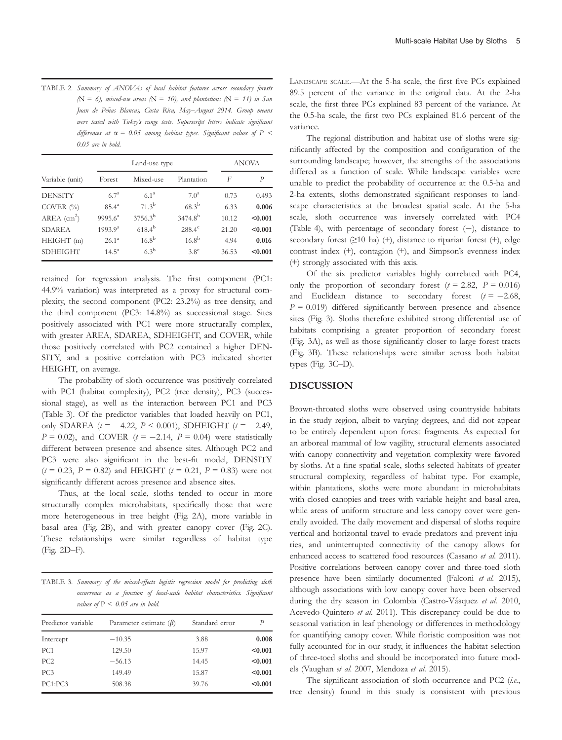TABLE 2. *Summary of ANOVAs of local habitat features across secondary forests (N = 6), mixed-use areas (N = 10), and plantations (N = 11) in San Juan de Peñas Blancas, Costa Rica, May–August 2014. Group means were tested with Tukey's range tests. Superscript letters indicate significant differences at α = 0.05 among habitat types. Significant values of P < 0.05 are in bold.*

| Variable (unit) | Land-use type | | | ANOVA | |
|---|---|---|---|---|---|
| | Forest | Mixed-use | Plantation | $F$ | $P$ |
| DENSITY | $6.7^{a}$ | $6.1^{a}$ | $7.0^{a}$ | 0.73 | 0.493 |
| COVER (%) | $85.4^{a}$ | $71.3^{b}$ | $68.3^{b}$ | 6.33 | **0.006** |
| AREA ($cm^2$) | $9995.6^{a}$ | $3756.3^{b}$ | $3474.8^{b}$ | 10.12 | **<0.001** |
| SDAREA | $1993.9^{a}$ | $618.4^{b}$ | $288.4^{c}$ | 21.20 | **<0.001** |
| HEIGHT (m) | $26.1^{a}$ | $16.8^{b}$ | $16.8^{b}$ | 4.94 | **0.016** |
| SDHEIGHT | $14.5^{a}$ | $6.3^{b}$ | $3.8^{c}$ | 36.53 | **<0.001** |

retained for regression analysis. The first component (PC1: 44.9% variation) was interpreted as a proxy for structural complexity, the second component (PC2: 23.2%) as tree density, and the third component (PC3: 14.8%) as successional stage. Sites positively associated with PC1 were more structurally complex, with greater AREA, SDAREA, SDHEIGHT, and COVER, while those positively correlated with PC2 contained a higher DENSITY, and a positive correlation with PC3 indicated shorter HEIGHT, on average.

The probability of sloth occurrence was positively correlated with PC1 (habitat complexity), PC2 (tree density), PC3 (successional stage), as well as the interaction between PC1 and PC3 (Table 3). Of the predictor variables that loaded heavily on PC1, only SDAREA ($t = -4.22$, $P < 0.001$), SDHEIGHT ($t = -2.49$, $P = 0.02$), and COVER ($t = -2.14$, $P = 0.04$) were statistically different between presence and absence sites. Although PC2 and PC3 were also significant in the best-fit model, DENSITY ($t = 0.23$, $P = 0.82$) and HEIGHT ($t = 0.21$, $P = 0.83$) were not significantly different across presence and absence sites.

Thus, at the local scale, sloths tended to occur in more structurally complex microhabitats, specifically those that were more heterogeneous in tree height (Fig. 2A), more variable in basal area (Fig. 2B), and with greater canopy cover (Fig. 2C). These relationships were similar regardless of habitat type (Fig. 2D–F).

TABLE 3. *Summary of the mixed-effects logistic regression model for predicting sloth occurrence as a function of local-scale habitat characteristics. Significant values of P < 0.05 are in bold.*

| Predictor variable | Parameter estimate ($\beta$) | Standard error | $P$ |
|---|---|---|---|
| Intercept | −10.35 | 3.88 | **0.008** |
| PC1 | 129.50 | 15.97 | **<0.001** |
| PC2 | −56.13 | 14.45 | **<0.001** |
| PC3 | 149.49 | 15.87 | **<0.001** |
| PC1:PC3 | 508.38 | 39.76 | **<0.001** |

LANDSCAPE SCALE.—At the 5-ha scale, the first five PCs explained 89.5 percent of the variance in the original data. At the 2-ha scale, the first three PCs explained 83 percent of the variance. At the 0.5-ha scale, the first two PCs explained 81.6 percent of the variance.

The regional distribution and habitat use of sloths were significantly affected by the composition and configuration of the surrounding landscape; however, the strengths of the associations differed as a function of scale. While landscape variables were unable to predict the probability of occurrence at the 0.5-ha and 2-ha extents, sloths demonstrated significant responses to landscape characteristics at the broadest spatial scale. At the 5-ha scale, sloth occurrence was inversely correlated with PC4 (Table 4), with percentage of secondary forest (−), distance to secondary forest (≥10 ha) (+), distance to riparian forest (+), edge contrast index (+), contagion (+), and Simpson's evenness index (+) strongly associated with this axis.

Of the six predictor variables highly correlated with PC4, only the proportion of secondary forest ($t = 2.82$, $P = 0.016$) and Euclidean distance to secondary forest ($t = -2.68$, $P = 0.019$) differed significantly between presence and absence sites (Fig. 3). Sloths therefore exhibited strong differential use of habitats comprising a greater proportion of secondary forest (Fig. 3A), as well as those significantly closer to large forest tracts (Fig. 3B). These relationships were similar across both habitat types (Fig. 3C–D).

## DISCUSSION

Brown-throated sloths were observed using countryside habitats in the study region, albeit to varying degrees, and did not appear to be entirely dependent upon forest fragments. As expected for an arboreal mammal of low vagility, structural elements associated with canopy connectivity and vegetation complexity were favored by sloths. At a fine spatial scale, sloths selected habitats of greater structural complexity, regardless of habitat type. For example, within plantations, sloths were more abundant in microhabitats with closed canopies and trees with variable height and basal area, while areas of uniform structure and less canopy cover were generally avoided. The daily movement and dispersal of sloths require vertical and horizontal travel to evade predators and prevent injuries, and uninterrupted connectivity of the canopy allows for enhanced access to scattered food resources (Cassano *et al.* 2011). Positive correlations between canopy cover and three-toed sloth presence have been similarly documented (Falconi *et al.* 2015), although associations with low canopy cover have been observed during the dry season in Colombia (Castro-Vásquez *et al.* 2010, Acevedo-Quintero *et al.* 2011). This discrepancy could be due to seasonal variation in leaf phenology or differences in methodology for quantifying canopy cover. While floristic composition was not fully accounted for in our study, it influences the habitat selection of three-toed sloths and should be incorporated into future models (Vaughan *et al.* 2007, Mendoza *et al.* 2015).

The significant association of sloth occurrence and PC2 (*i.e.*, tree density) found in this study is consistent with previous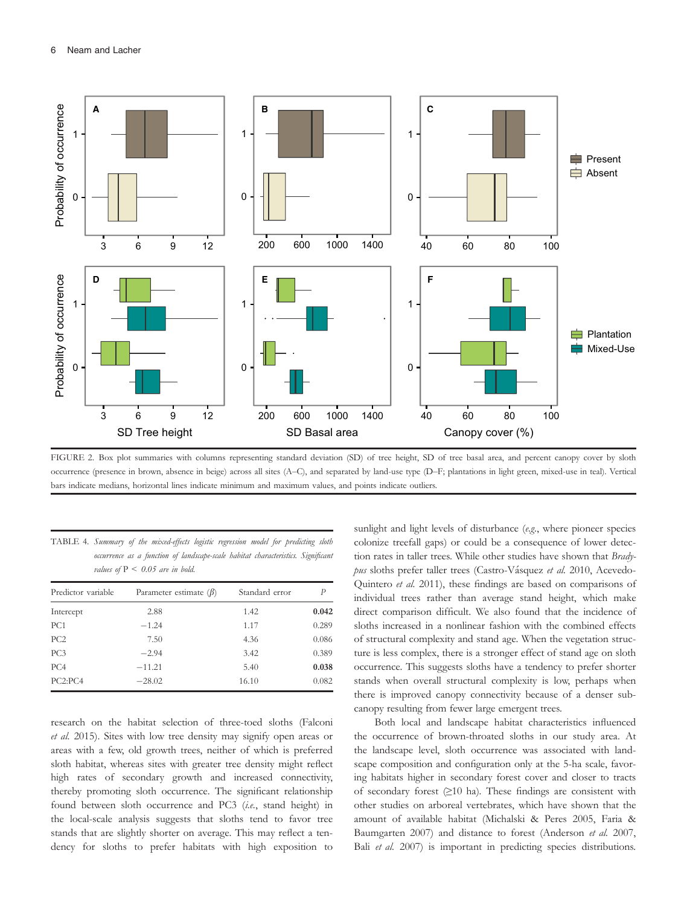FIGURE 2. Box plot summaries with columns representing standard deviation (SD) of tree height, SD of tree basal area, and percent canopy cover by sloth occurrence (presence in brown, absence in beige) across all sites (A–C), and separated by land-use type (D–F; plantations in light green, mixed-use in teal). Vertical bars indicate medians, horizontal lines indicate minimum and maximum values, and points indicate outliers.

TABLE 4. *Summary of the mixed-effects logistic regression model for predicting sloth occurrence as a function of landscape-scale habitat characteristics. Significant values of* P < *0.05 are in bold.*

| Predictor variable | Parameter estimate ($\beta$) | Standard error | $P$ |
|---|---|---|---|
| Intercept | 2.88 | 1.42 | **0.042** |
| PC1 | −1.24 | 1.17 | 0.289 |
| PC2 | 7.50 | 4.36 | 0.086 |
| PC3 | −2.94 | 3.42 | 0.389 |
| PC4 | −11.21 | 5.40 | **0.038** |
| PC2:PC4 | −28.02 | 16.10 | 0.082 |

research on the habitat selection of three-toed sloths (Falconi *et al.* 2015). Sites with low tree density may signify open areas or areas with a few, old growth trees, neither of which is preferred sloth habitat, whereas sites with greater tree density might reflect high rates of secondary growth and increased connectivity, thereby promoting sloth occurrence. The significant relationship found between sloth occurrence and PC3 (*i.e.*, stand height) in the local-scale analysis suggests that sloths tend to favor tree stands that are slightly shorter on average. This may reflect a tendency for sloths to prefer habitats with high exposition to sunlight and light levels of disturbance (*e.g.*, where pioneer species colonize treefall gaps) or could be a consequence of lower detection rates in taller trees. While other studies have shown that *Bradypus* sloths prefer taller trees (Castro-Vásquez *et al.* 2010, Acevedo-Quintero *et al.* 2011), these findings are based on comparisons of individual trees rather than average stand height, which make direct comparison difficult. We also found that the incidence of sloths increased in a nonlinear fashion with the combined effects of structural complexity and stand age. When the vegetation structure is less complex, there is a stronger effect of stand age on sloth occurrence. This suggests sloths have a tendency to prefer shorter stands when overall structural complexity is low, perhaps when there is improved canopy connectivity because of a denser subcanopy resulting from fewer large emergent trees.

Both local and landscape habitat characteristics influenced the occurrence of brown-throated sloths in our study area. At the landscape level, sloth occurrence was associated with landscape composition and configuration only at the 5-ha scale, favoring habitats higher in secondary forest cover and closer to tracts of secondary forest (≥10 ha). These findings are consistent with other studies on arboreal vertebrates, which have shown that the amount of available habitat (Michalski & Peres 2005, Faria & Baumgarten 2007) and distance to forest (Anderson *et al.* 2007, Bali *et al.* 2007) is important in predicting species distributions.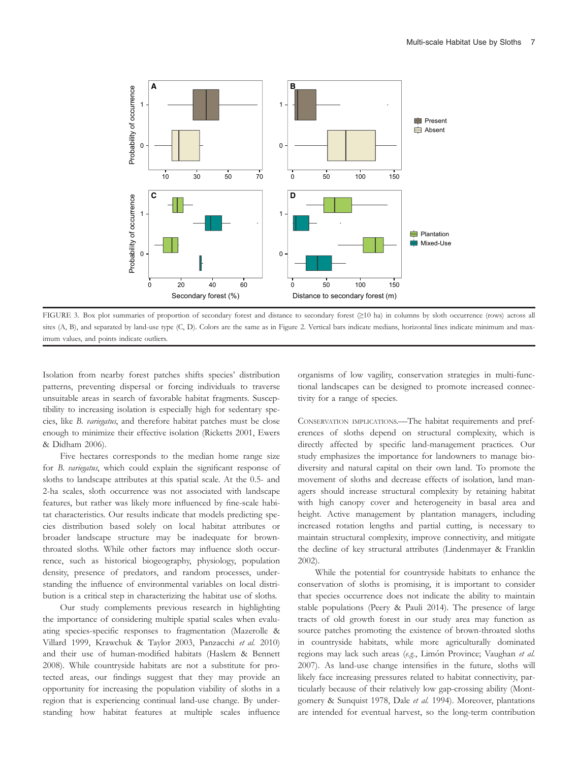FIGURE 3. Box plot summaries of proportion of secondary forest and distance to secondary forest (≥10 ha) in columns by sloth occurrence (rows) across all sites (A, B), and separated by land-use type (C, D). Colors are the same as in Figure 2. Vertical bars indicate medians, horizontal lines indicate minimum and maximum values, and points indicate outliers.

Isolation from nearby forest patches shifts species' distribution patterns, preventing dispersal or forcing individuals to traverse unsuitable areas in search of favorable habitat fragments. Susceptibility to increasing isolation is especially high for sedentary species, like *B. variegatus*, and therefore habitat patches must be close enough to minimize their effective isolation (Ricketts 2001, Ewers & Didham 2006).

Five hectares corresponds to the median home range size for *B. variegatus*, which could explain the significant response of sloths to landscape attributes at this spatial scale. At the 0.5- and 2-ha scales, sloth occurrence was not associated with landscape features, but rather was likely more influenced by fine-scale habitat characteristics. Our results indicate that models predicting species distribution based solely on local habitat attributes or broader landscape structure may be inadequate for brown-throated sloths. While other factors may influence sloth occurrence, such as historical biogeography, physiology, population density, presence of predators, and random processes, understanding the influence of environmental variables on local distribution is a critical step in characterizing the habitat use of sloths.

Our study complements previous research in highlighting the importance of considering multiple spatial scales when evaluating species-specific responses to fragmentation (Mazerolle & Villard 1999, Krawchuk & Taylor 2003, Panzacchi *et al.* 2010) and their use of human-modified habitats (Haslem & Bennett 2008). While countryside habitats are not a substitute for protected areas, our findings suggest that they may provide an opportunity for increasing the population viability of sloths in a region that is experiencing continual land-use change. By understanding how habitat features at multiple scales influence organisms of low vagility, conservation strategies in multi-functional landscapes can be designed to promote increased connectivity for a range of species.

CONSERVATION IMPLICATIONS.—The habitat requirements and preferences of sloths depend on structural complexity, which is directly affected by specific land-management practices. Our study emphasizes the importance for landowners to manage biodiversity and natural capital on their own land. To promote the movement of sloths and decrease effects of isolation, land managers should increase structural complexity by retaining habitat with high canopy cover and heterogeneity in basal area and height. Active management by plantation managers, including increased rotation lengths and partial cutting, is necessary to maintain structural complexity, improve connectivity, and mitigate the decline of key structural attributes (Lindenmayer & Franklin 2002).

While the potential for countryside habitats to enhance the conservation of sloths is promising, it is important to consider that species occurrence does not indicate the ability to maintain stable populations (Peery & Pauli 2014). The presence of large tracts of old growth forest in our study area may function as source patches promoting the existence of brown-throated sloths in countryside habitats, while more agriculturally dominated regions may lack such areas (*e.g.*, Limón Province; Vaughan *et al.* 2007). As land-use change intensifies in the future, sloths will likely face increasing pressures related to habitat connectivity, particularly because of their relatively low gap-crossing ability (Montgomery & Sunquist 1978, Dale *et al.* 1994). Moreover, plantations are intended for eventual harvest, so the long-term contribution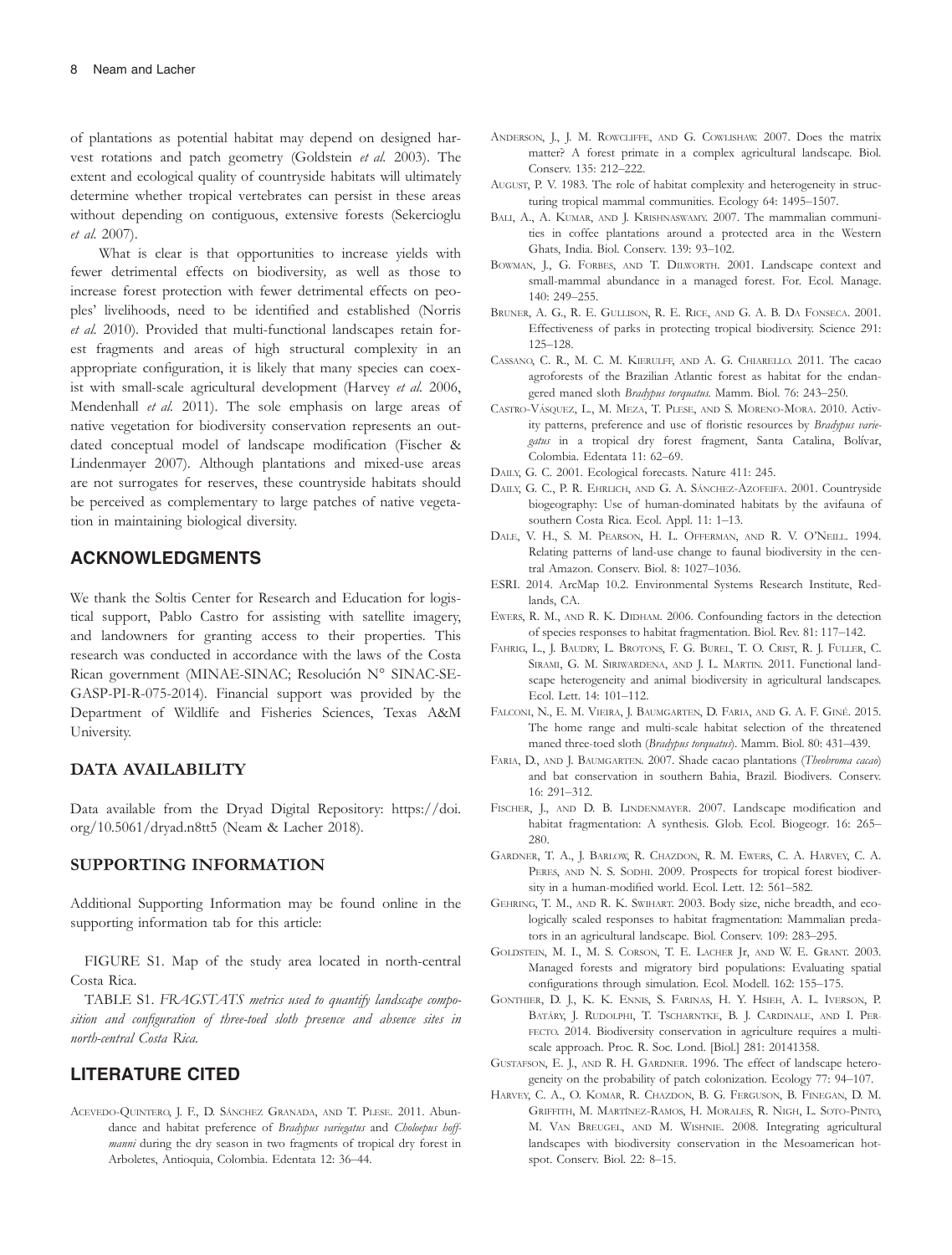of plantations as potential habitat may depend on designed harvest rotations and patch geometry (Goldstein *et al.* 2003). The extent and ecological quality of countryside habitats will ultimately determine whether tropical vertebrates can persist in these areas without depending on contiguous, extensive forests (Sekercioglu *et al.* 2007).

What is clear is that opportunities to increase yields with fewer detrimental effects on biodiversity, as well as those to increase forest protection with fewer detrimental effects on peoples' livelihoods, need to be identified and established (Norris *et al.* 2010). Provided that multi-functional landscapes retain forest fragments and areas of high structural complexity in an appropriate configuration, it is likely that many species can coexist with small-scale agricultural development (Harvey *et al.* 2006, Mendenhall *et al.* 2011). The sole emphasis on large areas of native vegetation for biodiversity conservation represents an outdated conceptual model of landscape modification (Fischer & Lindenmayer 2007). Although plantations and mixed-use areas are not surrogates for reserves, these countryside habitats should be perceived as complementary to large patches of native vegetation in maintaining biological diversity.

## ACKNOWLEDGMENTS

We thank the Soltis Center for Research and Education for logistical support, Pablo Castro for assisting with satellite imagery, and landowners for granting access to their properties. This research was conducted in accordance with the laws of the Costa Rican government (MINAE-SINAC; Resolución N° SINAC-SE-GASP-PI-R-075-2014). Financial support was provided by the Department of Wildlife and Fisheries Sciences, Texas A&M University.

## DATA AVAILABILITY

Data available from the Dryad Digital Repository: https://doi.org/10.5061/dryad.n8tt5 (Neam & Lacher 2018).

## SUPPORTING INFORMATION

Additional Supporting Information may be found online in the supporting information tab for this article:

FIGURE S1. Map of the study area located in north-central Costa Rica.

TABLE S1. *FRAGSTATS metrics used to quantify landscape composition and configuration of three-toed sloth presence and absence sites in north-central Costa Rica.*

## LITERATURE CITED

Acevedo-Quintero, J. F., D. Sánchez Granada, and T. Plese. 2011. Abundance and habitat preference of *Bradypus variegatus* and *Choloepus hoffmanni* during the dry season in two fragments of tropical dry forest in Arboletes, Antioquia, Colombia. Edentata 12: 36–44.

Anderson, J., J. M. Rowcliffe, and G. Cowlishaw. 2007. Does the matrix matter? A forest primate in a complex agricultural landscape. Biol. Conserv. 135: 212–222.

August, P. V. 1983. The role of habitat complexity and heterogeneity in structuring tropical mammal communities. Ecology 64: 1495–1507.

Bali, A., A. Kumar, and J. Krishnaswamy. 2007. The mammalian communities in coffee plantations around a protected area in the Western Ghats, India. Biol. Conserv. 139: 93–102.

Bowman, J., G. Forbes, and T. Dilworth. 2001. Landscape context and small-mammal abundance in a managed forest. For. Ecol. Manage. 140: 249–255.

Bruner, A. G., R. E. Gullison, R. E. Rice, and G. A. B. Da Fonseca. 2001. Effectiveness of parks in protecting tropical biodiversity. Science 291: 125–128.

Cassano, C. R., M. C. M. Kierulff, and A. G. Chiarello. 2011. The cacao agroforests of the Brazilian Atlantic forest as habitat for the endangered maned sloth *Bradypus torquatus*. Mamm. Biol. 76: 243–250.

Castro-Vásquez, L., M. Meza, T. Plese, and S. Moreno-Mora. 2010. Activity patterns, preference and use of floristic resources by *Bradypus variegatus* in a tropical dry forest fragment, Santa Catalina, Bolívar, Colombia. Edentata 11: 62–69.

Daily, G. C. 2001. Ecological forecasts. Nature 411: 245.

Daily, G. C., P. R. Ehrlich, and G. A. Sánchez-Azofeifa. 2001. Countryside biogeography: Use of human-dominated habitats by the avifauna of southern Costa Rica. Ecol. Appl. 11: 1–13.

Dale, V. H., S. M. Pearson, H. L. Offerman, and R. V. O'Neill. 1994. Relating patterns of land-use change to faunal biodiversity in the central Amazon. Conserv. Biol. 8: 1027–1036.

ESRI. 2014. ArcMap 10.2. Environmental Systems Research Institute, Redlands, CA.

Ewers, R. M., and R. K. Didham. 2006. Confounding factors in the detection of species responses to habitat fragmentation. Biol. Rev. 81: 117–142.

Fahrig, L., J. Baudry, L. Brotons, F. G. Burel, T. O. Crist, R. J. Fuller, C. Sirami, G. M. Siriwardena, and J. L. Martin. 2011. Functional landscape heterogeneity and animal biodiversity in agricultural landscapes. Ecol. Lett. 14: 101–112.

Falconi, N., E. M. Vieira, J. Baumgarten, D. Faria, and G. A. F. Giné. 2015. The home range and multi-scale habitat selection of the threatened maned three-toed sloth (*Bradypus torquatus*). Mamm. Biol. 80: 431–439.

Faria, D., and J. Baumgarten. 2007. Shade cacao plantations (*Theobroma cacao*) and bat conservation in southern Bahia, Brazil. Biodivers. Conserv. 16: 291–312.

Fischer, J., and D. B. Lindenmayer. 2007. Landscape modification and habitat fragmentation: A synthesis. Glob. Ecol. Biogeogr. 16: 265–280.

Gardner, T. A., J. Barlow, R. Chazdon, R. M. Ewers, C. A. Harvey, C. A. Peres, and N. S. Sodhi. 2009. Prospects for tropical forest biodiversity in a human-modified world. Ecol. Lett. 12: 561–582.

Gehring, T. M., and R. K. Swihart. 2003. Body size, niche breadth, and ecologically scaled responses to habitat fragmentation: Mammalian predators in an agricultural landscape. Biol. Conserv. 109: 283–295.

Goldstein, M. I., M. S. Corson, T. E. Lacher Jr, and W. E. Grant. 2003. Managed forests and migratory bird populations: Evaluating spatial configurations through simulation. Ecol. Modell. 162: 155–175.

Gonthier, D. J., K. K. Ennis, S. Farinas, H. Y. Hsieh, A. L. Iverson, P. Batáry, J. Rudolphi, T. Tscharntke, B. J. Cardinale, and I. Perfecto. 2014. Biodiversity conservation in agriculture requires a multi-scale approach. Proc. R. Soc. Lond. [Biol.] 281: 20141358.

Gustafson, E. J., and R. H. Gardner. 1996. The effect of landscape heterogeneity on the probability of patch colonization. Ecology 77: 94–107.

Harvey, C. A., O. Komar, R. Chazdon, B. G. Ferguson, B. Finegan, D. M. Griffith, M. Martínez-Ramos, H. Morales, R. Nigh, L. Soto-Pinto, M. Van Breugel, and M. Wishnie. 2008. Integrating agricultural landscapes with biodiversity conservation in the Mesoamerican hotspot. Conserv. Biol. 22: 8–15.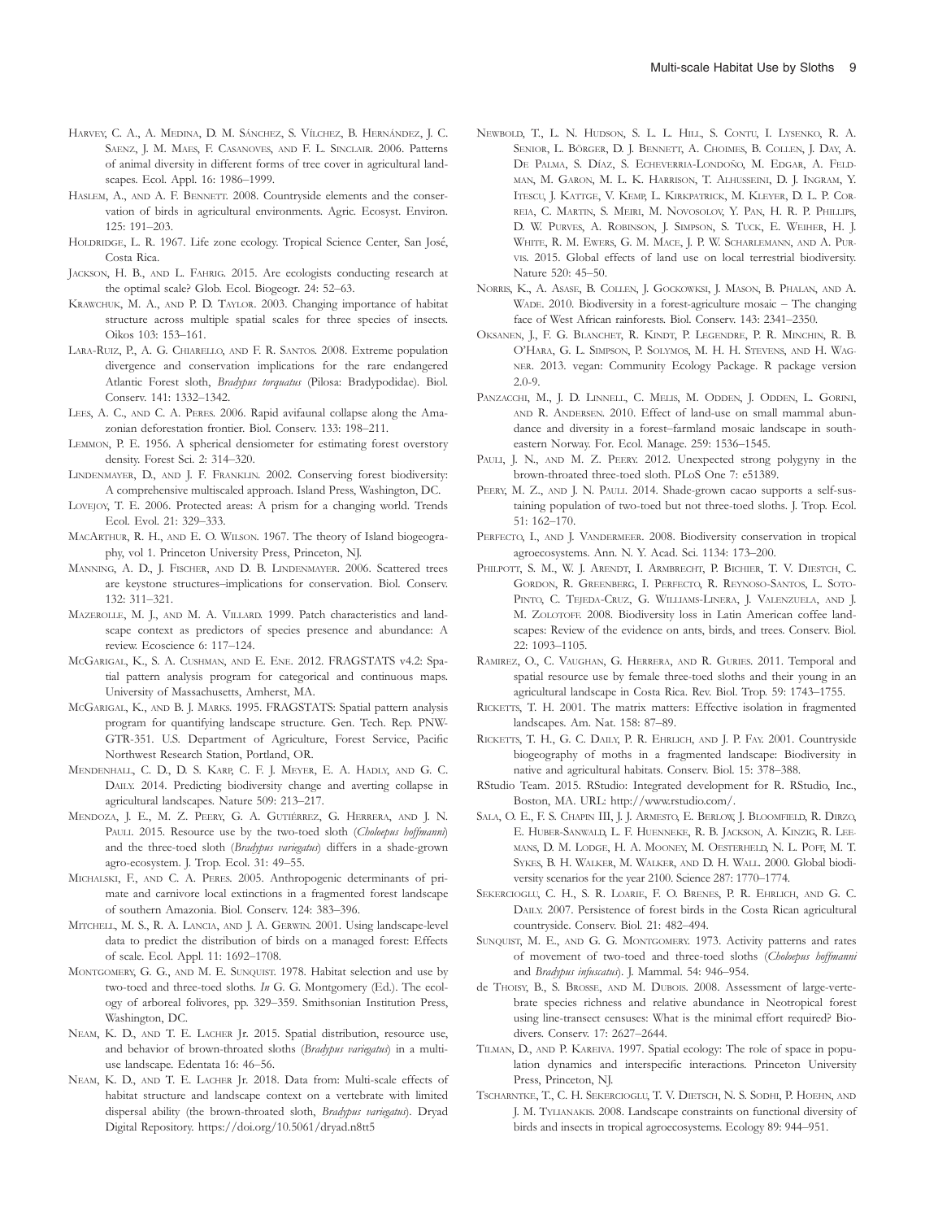Harvey, C. A., A. Medina, D. M. Sánchez, S. Vílchez, B. Hernández, J. C. Saenz, J. M. Maes, F. Casanoves, and F. L. Sinclair. 2006. Patterns of animal diversity in different forms of tree cover in agricultural landscapes. Ecol. Appl. 16: 1986–1999.

Haslem, A., and A. F. Bennett. 2008. Countryside elements and the conservation of birds in agricultural environments. Agric. Ecosyst. Environ. 125: 191–203.

Holdridge, L. R. 1967. Life zone ecology. Tropical Science Center, San José, Costa Rica.

Jackson, H. B., and L. Fahrig. 2015. Are ecologists conducting research at the optimal scale? Glob. Ecol. Biogeogr. 24: 52–63.

Krawchuk, M. A., and P. D. Taylor. 2003. Changing importance of habitat structure across multiple spatial scales for three species of insects. Oikos 103: 153–161.

Lara-Ruiz, P., A. G. Chiarello, and F. R. Santos. 2008. Extreme population divergence and conservation implications for the rare endangered Atlantic Forest sloth, *Bradypus torquatus* (Pilosa: Bradypodidae). Biol. Conserv. 141: 1332–1342.

Lees, A. C., and C. A. Peres. 2006. Rapid avifaunal collapse along the Amazonian deforestation frontier. Biol. Conserv. 133: 198–211.

Lemmon, P. E. 1956. A spherical densiometer for estimating forest overstory density. Forest Sci. 2: 314–320.

Lindenmayer, D., and J. F. Franklin. 2002. Conserving forest biodiversity: A comprehensive multiscaled approach. Island Press, Washington, DC.

Lovejoy, T. E. 2006. Protected areas: A prism for a changing world. Trends Ecol. Evol. 21: 329–333.

MacArthur, R. H., and E. O. Wilson. 1967. The theory of Island biogeography, vol 1. Princeton University Press, Princeton, NJ.

Manning, A. D., J. Fischer, and D. B. Lindenmayer. 2006. Scattered trees are keystone structures–implications for conservation. Biol. Conserv. 132: 311–321.

Mazerolle, M. J., and M. A. Villard. 1999. Patch characteristics and landscape context as predictors of species presence and abundance: A review. Ecoscience 6: 117–124.

McGarigal, K., S. A. Cushman, and E. Ene. 2012. FRAGSTATS v4.2: Spatial pattern analysis program for categorical and continuous maps. University of Massachusetts, Amherst, MA.

McGarigal, K., and B. J. Marks. 1995. FRAGSTATS: Spatial pattern analysis program for quantifying landscape structure. Gen. Tech. Rep. PNW-GTR-351. U.S. Department of Agriculture, Forest Service, Pacific Northwest Research Station, Portland, OR.

Mendenhall, C. D., D. S. Karp, C. F. J. Meyer, E. A. Hadly, and G. C. Daily. 2014. Predicting biodiversity change and averting collapse in agricultural landscapes. Nature 509: 213–217.

Mendoza, J. E., M. Z. Peery, G. A. Gutiérrez, G. Herrera, and J. N. Pauli. 2015. Resource use by the two-toed sloth (*Choloepus hoffmanni*) and the three-toed sloth (*Bradypus variegatus*) differs in a shade-grown agro-ecosystem. J. Trop. Ecol. 31: 49–55.

Michalski, F., and C. A. Peres. 2005. Anthropogenic determinants of primate and carnivore local extinctions in a fragmented forest landscape of southern Amazonia. Biol. Conserv. 124: 383–396.

Mitchell, M. S., R. A. Lancia, and J. A. Gerwin. 2001. Using landscape-level data to predict the distribution of birds on a managed forest: Effects of scale. Ecol. Appl. 11: 1692–1708.

Montgomery, G. G., and M. E. Sunquist. 1978. Habitat selection and use by two-toed and three-toed sloths. *In* G. G. Montgomery (Ed.). The ecology of arboreal folivores, pp. 329–359. Smithsonian Institution Press, Washington, DC.

Neam, K. D., and T. E. Lacher Jr. 2015. Spatial distribution, resource use, and behavior of brown-throated sloths (*Bradypus variegatus*) in a multi-use landscape. Edentata 16: 46–56.

Neam, K. D., and T. E. Lacher Jr. 2018. Data from: Multi-scale effects of habitat structure and landscape context on a vertebrate with limited dispersal ability (the brown-throated sloth, *Bradypus variegatus*). Dryad Digital Repository. https://doi.org/10.5061/dryad.n8tt5

Newbold, T., L. N. Hudson, S. L. L. Hill, S. Contu, I. Lysenko, R. A. Senior, L. Börger, D. J. Bennett, A. Choimes, B. Collen, J. Day, A. De Palma, S. Díaz, S. Echeverria-Londoño, M. Edgar, A. Feldman, M. Garon, M. L. K. Harrison, T. Alhusseini, D. J. Ingram, Y. Itescu, J. Kattge, V. Kemp, L. Kirkpatrick, M. Kleyer, D. L. P. Correia, C. Martin, S. Meiri, M. Novosolov, Y. Pan, H. R. P. Phillips, D. W. Purves, A. Robinson, J. Simpson, S. Tuck, E. Weiher, H. J. White, R. M. Ewers, G. M. Mace, J. P. W. Scharlemann, and A. Purvis. 2015. Global effects of land use on local terrestrial biodiversity. Nature 520: 45–50.

Norris, K., A. Asase, B. Collen, J. Gockowksi, J. Mason, B. Phalan, and A. Wade. 2010. Biodiversity in a forest-agriculture mosaic – The changing face of West African rainforests. Biol. Conserv. 143: 2341–2350.

Oksanen, J., F. G. Blanchet, R. Kindt, P. Legendre, P. R. Minchin, R. B. O'Hara, G. L. Simpson, P. Solymos, M. H. H. Stevens, and H. Wagner. 2013. vegan: Community Ecology Package. R package version 2.0-9.

Panzacchi, M., J. D. Linnell, C. Melis, M. Odden, J. Odden, L. Gorini, and R. Andersen. 2010. Effect of land-use on small mammal abundance and diversity in a forest–farmland mosaic landscape in south-eastern Norway. For. Ecol. Manage. 259: 1536–1545.

Pauli, J. N., and M. Z. Peery. 2012. Unexpected strong polygyny in the brown-throated three-toed sloth. PLoS One 7: e51389.

Peery, M. Z., and J. N. Pauli. 2014. Shade-grown cacao supports a self-sustaining population of two-toed but not three-toed sloths. J. Trop. Ecol. 51: 162–170.

Perfecto, I., and J. Vandermeer. 2008. Biodiversity conservation in tropical agroecosystems. Ann. N. Y. Acad. Sci. 1134: 173–200.

Philpott, S. M., W. J. Arendt, I. Armbrecht, P. Bichier, T. V. Diestch, C. Gordon, R. Greenberg, I. Perfecto, R. Reynoso-Santos, L. Soto-Pinto, C. Tejeda-Cruz, G. Williams-Linera, J. Valenzuela, and J. M. Zolotoff. 2008. Biodiversity loss in Latin American coffee landscapes: Review of the evidence on ants, birds, and trees. Conserv. Biol. 22: 1093–1105.

Ramirez, O., C. Vaughan, G. Herrera, and R. Guries. 2011. Temporal and spatial resource use by female three-toed sloths and their young in an agricultural landscape in Costa Rica. Rev. Biol. Trop. 59: 1743–1755.

Ricketts, T. H. 2001. The matrix matters: Effective isolation in fragmented landscapes. Am. Nat. 158: 87–89.

Ricketts, T. H., G. C. Daily, P. R. Ehrlich, and J. P. Fay. 2001. Countryside biogeography of moths in a fragmented landscape: Biodiversity in native and agricultural habitats. Conserv. Biol. 15: 378–388.

RStudio Team. 2015. RStudio: Integrated development for R. RStudio, Inc., Boston, MA. URL: http://www.rstudio.com/.

Sala, O. E., F. S. Chapin III, J. J. Armesto, E. Berlow, J. Bloomfield, R. Dirzo, E. Huber-Sanwald, L. F. Huenneke, R. B. Jackson, A. Kinzig, R. Leemans, D. M. Lodge, H. A. Mooney, M. Oesterheld, N. L. Poff, M. T. Sykes, B. H. Walker, M. Walker, and D. H. Wall. 2000. Global biodiversity scenarios for the year 2100. Science 287: 1770–1774.

Sekercioglu, C. H., S. R. Loarie, F. O. Brenes, P. R. Ehrlich, and G. C. Daily. 2007. Persistence of forest birds in the Costa Rican agricultural countryside. Conserv. Biol. 21: 482–494.

Sunquist, M. E., and G. G. Montgomery. 1973. Activity patterns and rates of movement of two-toed and three-toed sloths (*Choloepus hoffmanni* and *Bradypus infuscatus*). J. Mammal. 54: 946–954.

de Thoisy, B., S. Brosse, and M. Dubois. 2008. Assessment of large-vertebrate species richness and relative abundance in Neotropical forest using line-transect censuses: What is the minimal effort required? Biodivers. Conserv. 17: 2627–2644.

Tilman, D., and P. Kareiva. 1997. Spatial ecology: The role of space in population dynamics and interspecific interactions. Princeton University Press, Princeton, NJ.

Tscharntke, T., C. H. Sekercioglu, T. V. Dietsch, N. S. Sodhi, P. Hoehn, and J. M. Tylianakis. 2008. Landscape constraints on functional diversity of birds and insects in tropical agroecosystems. Ecology 89: 944–951.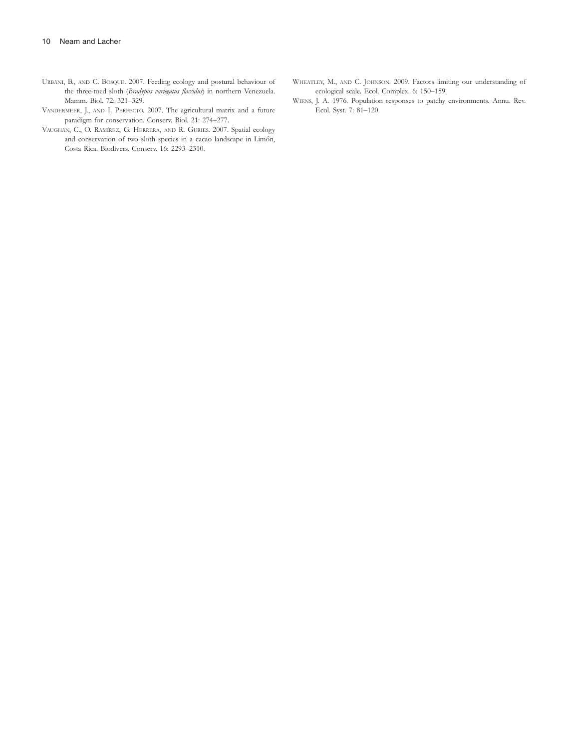Urbani, B., and C. Bosque. 2007. Feeding ecology and postural behaviour of the three-toed sloth (*Bradypus variegatus flaccidus*) in northern Venezuela. Mamm. Biol. 72: 321–329.

Vandermeer, J., and I. Perfecto. 2007. The agricultural matrix and a future paradigm for conservation. Conserv. Biol. 21: 274–277.

Vaughan, C., O. Ramírez, G. Herrera, and R. Guries. 2007. Spatial ecology and conservation of two sloth species in a cacao landscape in Limón, Costa Rica. Biodivers. Conserv. 16: 2293–2310.

Wheatley, M., and C. Johnson. 2009. Factors limiting our understanding of ecological scale. Ecol. Complex. 6: 150–159.

Wiens, J. A. 1976. Population responses to patchy environments. Annu. Rev. Ecol. Syst. 7: 81–120.